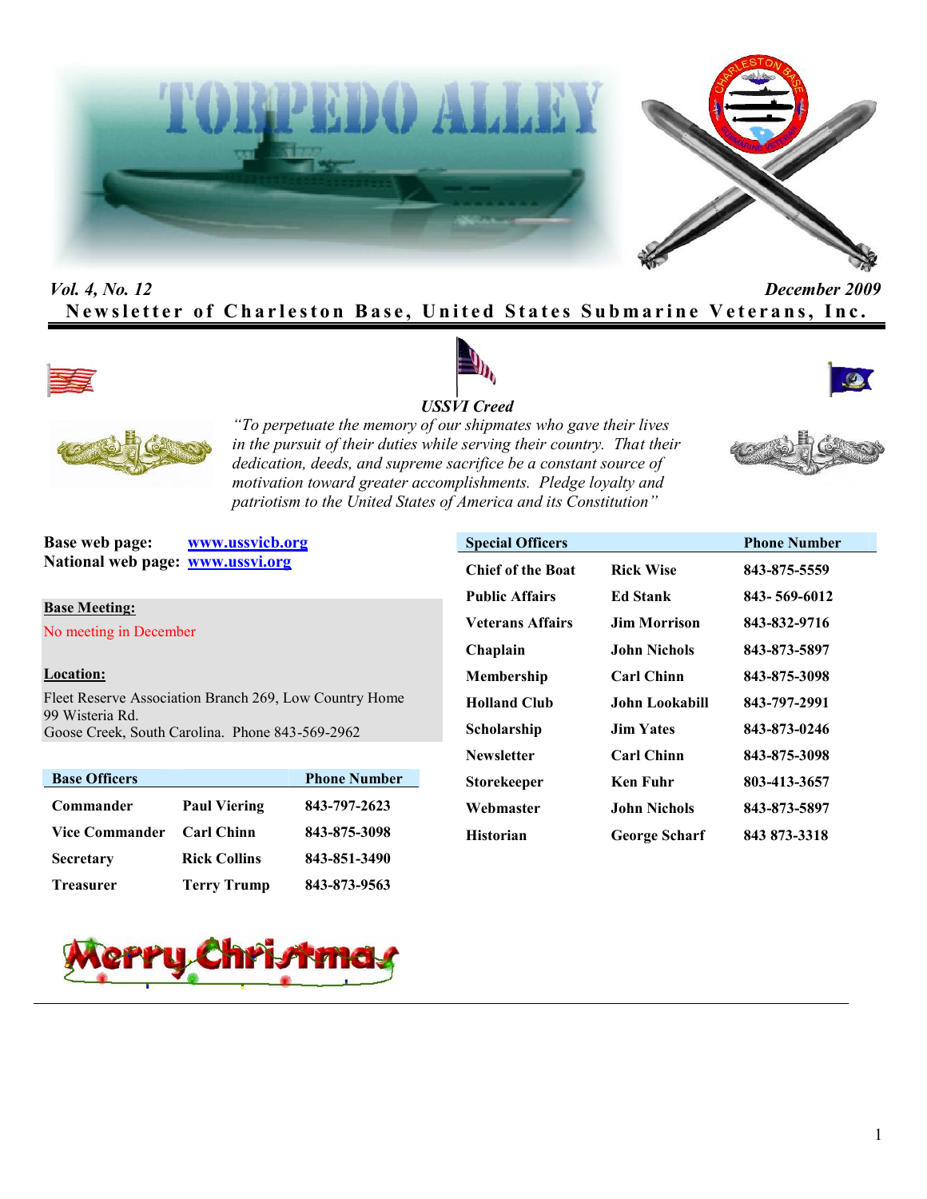# TORPEDO ALLEY

*Vol. 4, No. 12* *December 2009*

**Newsletter of Charleston Base, United States Submarine Veterans, Inc.**

***USSVI Creed***

*"To perpetuate the memory of our shipmates who gave their lives in the pursuit of their duties while serving their country. That their dedication, deeds, and supreme sacrifice be a constant source of motivation toward greater accomplishments. Pledge loyalty and patriotism to the United States of America and its Constitution"*

**Base web page:** www.ussvicb.org
**National web page:** www.ussvi.org

**Base Meeting:**

No meeting in December

**Location:**

Fleet Reserve Association Branch 269, Low Country Home
99 Wisteria Rd.
Goose Creek, South Carolina. Phone 843-569-2962

| Base Officers | | Phone Number |
|---|---|---|
| Commander | Paul Viering | 843-797-2623 |
| Vice Commander | Carl Chinn | 843-875-3098 |
| Secretary | Rick Collins | 843-851-3490 |
| Treasurer | Terry Trump | 843-873-9563 |

| Special Officers | | Phone Number |
|---|---|---|
| Chief of the Boat | Rick Wise | 843-875-5559 |
| Public Affairs | Ed Stank | 843- 569-6012 |
| Veterans Affairs | Jim Morrison | 843-832-9716 |
| Chaplain | John Nichols | 843-873-5897 |
| Membership | Carl Chinn | 843-875-3098 |
| Holland Club | John Lookabill | 843-797-2991 |
| Scholarship | Jim Yates | 843-873-0246 |
| Newsletter | Carl Chinn | 843-875-3098 |
| Storekeeper | Ken Fuhr | 803-413-3657 |
| Webmaster | John Nichols | 843-873-5897 |
| Historian | George Scharf | 843 873-3318 |

Merry Christmas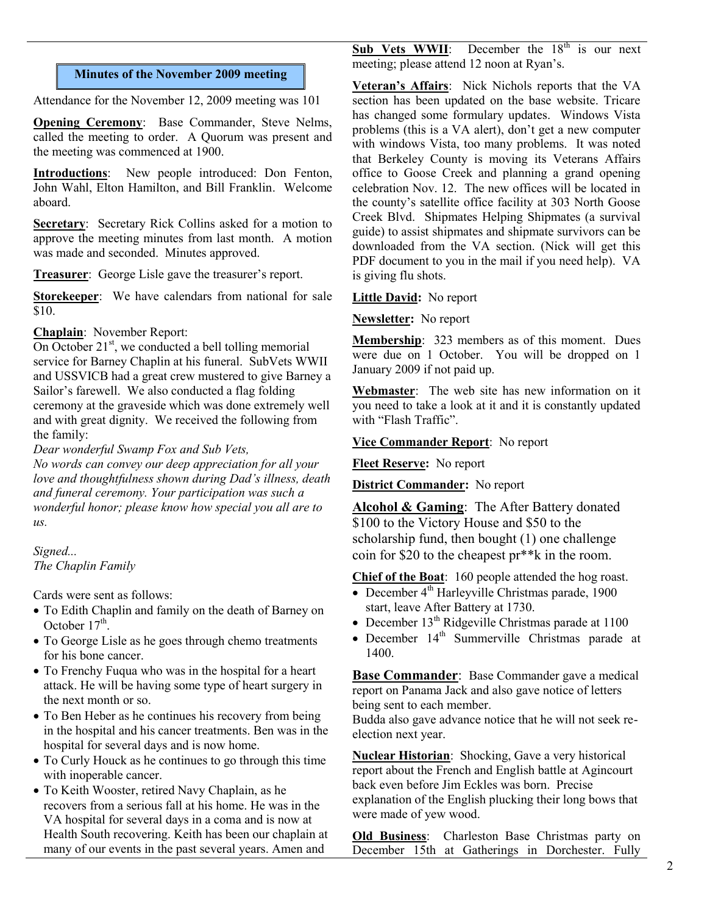## Minutes of the November 2009 meeting

Attendance for the November 12, 2009 meeting was 101

**Opening Ceremony**: Base Commander, Steve Nelms, called the meeting to order. A Quorum was present and the meeting was commenced at 1900.

**Introductions**: New people introduced: Don Fenton, John Wahl, Elton Hamilton, and Bill Franklin. Welcome aboard.

**Secretary**: Secretary Rick Collins asked for a motion to approve the meeting minutes from last month. A motion was made and seconded. Minutes approved.

**Treasurer**: George Lisle gave the treasurer's report.

**Storekeeper**: We have calendars from national for sale $10.

**Chaplain**: November Report:
On October 21st, we conducted a bell tolling memorial service for Barney Chaplin at his funeral. SubVets WWII and USSVICB had a great crew mustered to give Barney a Sailor's farewell. We also conducted a flag folding ceremony at the graveside which was done extremely well and with great dignity. We received the following from the family:

*Dear wonderful Swamp Fox and Sub Vets,*
*No words can convey our deep appreciation for all your love and thoughtfulness shown during Dad's illness, death and funeral ceremony. Your participation was such a wonderful honor; please know how special you all are to us.*

*Signed...*
*The Chaplin Family*

Cards were sent as follows:

- To Edith Chaplin and family on the death of Barney on October 17th.
- To George Lisle as he goes through chemo treatments for his bone cancer.
- To Frenchy Fuqua who was in the hospital for a heart attack. He will be having some type of heart surgery in the next month or so.
- To Ben Heber as he continues his recovery from being in the hospital and his cancer treatments. Ben was in the hospital for several days and is now home.
- To Curly Houck as he continues to go through this time with inoperable cancer.
- To Keith Wooster, retired Navy Chaplain, as he recovers from a serious fall at his home. He was in the VA hospital for several days in a coma and is now at Health South recovering. Keith has been our chaplain at many of our events in the past several years. Amen and

**Sub Vets WWII**: December the 18th is our next meeting; please attend 12 noon at Ryan's.

**Veteran's Affairs**: Nick Nichols reports that the VA section has been updated on the base website. Tricare has changed some formulary updates. Windows Vista problems (this is a VA alert), don't get a new computer with windows Vista, too many problems. It was noted that Berkeley County is moving its Veterans Affairs office to Goose Creek and planning a grand opening celebration Nov. 12. The new offices will be located in the county's satellite office facility at 303 North Goose Creek Blvd. Shipmates Helping Shipmates (a survival guide) to assist shipmates and shipmate survivors can be downloaded from the VA section. (Nick will get this PDF document to you in the mail if you need help). VA is giving flu shots.

**Little David:** No report

**Newsletter:** No report

**Membership**: 323 members as of this moment. Dues were due on 1 October. You will be dropped on 1 January 2009 if not paid up.

**Webmaster**: The web site has new information on it you need to take a look at it and it is constantly updated with "Flash Traffic".

**Vice Commander Report**: No report

**Fleet Reserve:** No report

**District Commander:** No report

**Alcohol & Gaming**: The After Battery donated $100 to the Victory House and $50 to the scholarship fund, then bought (1) one challenge coin for $20 to the cheapest pr**k in the room.

**Chief of the Boat**: 160 people attended the hog roast.

- December 4th Harleyville Christmas parade, 1900 start, leave After Battery at 1730.
- December 13th Ridgeville Christmas parade at 1100
- December 14th Summerville Christmas parade at 1400.

**Base Commander**: Base Commander gave a medical report on Panama Jack and also gave notice of letters being sent to each member.
Budda also gave advance notice that he will not seek re-election next year.

**Nuclear Historian**: Shocking, Gave a very historical report about the French and English battle at Agincourt back even before Jim Eckles was born. Precise explanation of the English plucking their long bows that were made of yew wood.

**Old Business**: Charleston Base Christmas party on December 15th at Gatherings in Dorchester. Fully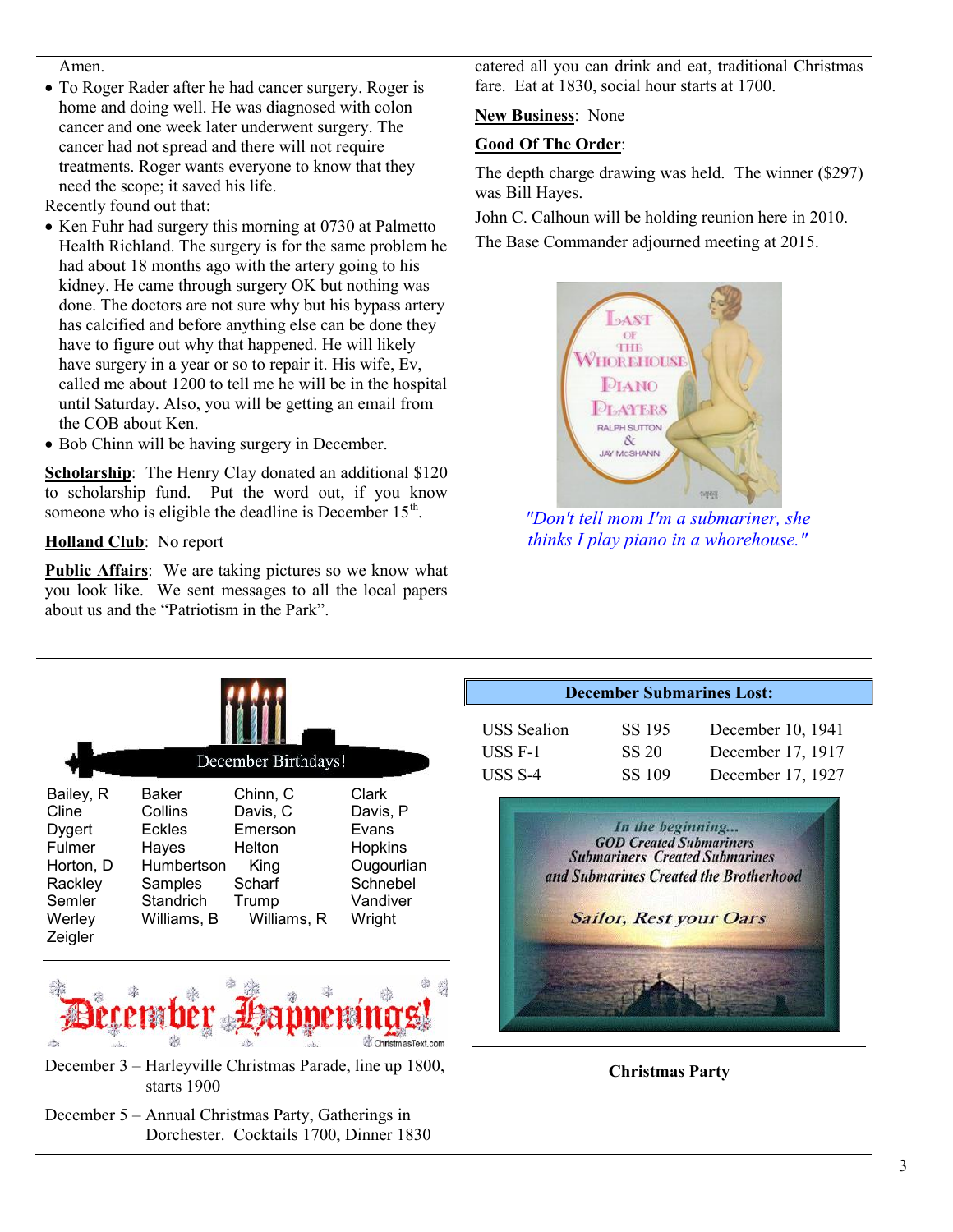Amen.

- To Roger Rader after he had cancer surgery. Roger is home and doing well. He was diagnosed with colon cancer and one week later underwent surgery. The cancer had not spread and there will not require treatments. Roger wants everyone to know that they need the scope; it saved his life.

Recently found out that:

- Ken Fuhr had surgery this morning at 0730 at Palmetto Health Richland. The surgery is for the same problem he had about 18 months ago with the artery going to his kidney. He came through surgery OK but nothing was done. The doctors are not sure why but his bypass artery has calcified and before anything else can be done they have to figure out why that happened. He will likely have surgery in a year or so to repair it. His wife, Ev, called me about 1200 to tell me he will be in the hospital until Saturday. Also, you will be getting an email from the COB about Ken.
- Bob Chinn will be having surgery in December.

**Scholarship**: The Henry Clay donated an additional $120 to scholarship fund. Put the word out, if you know someone who is eligible the deadline is December 15th.

**Holland Club**: No report

**Public Affairs**: We are taking pictures so we know what you look like. We sent messages to all the local papers about us and the "Patriotism in the Park".

catered all you can drink and eat, traditional Christmas fare. Eat at 1830, social hour starts at 1700.

**New Business**: None

**Good Of The Order**:

The depth charge drawing was held. The winner ($297) was Bill Hayes.

John C. Calhoun will be holding reunion here in 2010.

The Base Commander adjourned meeting at 2015.

*"Don't tell mom I'm a submariner, she thinks I play piano in a whorehouse."*

## December Birthdays!

| | | | |
|---|---|---|---|
| Bailey, R | Baker | Chinn, C | Clark |
| Cline | Collins | Davis, C | Davis, P |
| Dygert | Eckles | Emerson | Evans |
| Fulmer | Hayes | Helton | Hopkins |
| Horton, D | Humbertson | King | Ougourlian |
| Rackley | Samples | Scharf | Schnebel |
| Semler | Standrich | Trump | Vandiver |
| Werley | Williams, B | Williams, R | Wright |
| Zeigler | | | |

## December Happenings!

December 3 – Harleyville Christmas Parade, line up 1800, starts 1900

December 5 – Annual Christmas Party, Gatherings in Dorchester. Cocktails 1700, Dinner 1830

## December Submarines Lost:

| | | |
|---|---|---|
| USS Sealion | SS 195 | December 10, 1941 |
| USS F-1 | SS 20 | December 17, 1917 |
| USS S-4 | SS 109 | December 17, 1927 |

*In the beginning...*
*GOD Created Submariners*
*Submariners Created Submarines*
*and Submarines Created the Brotherhood*

*Sailor, Rest your Oars*

**Christmas Party**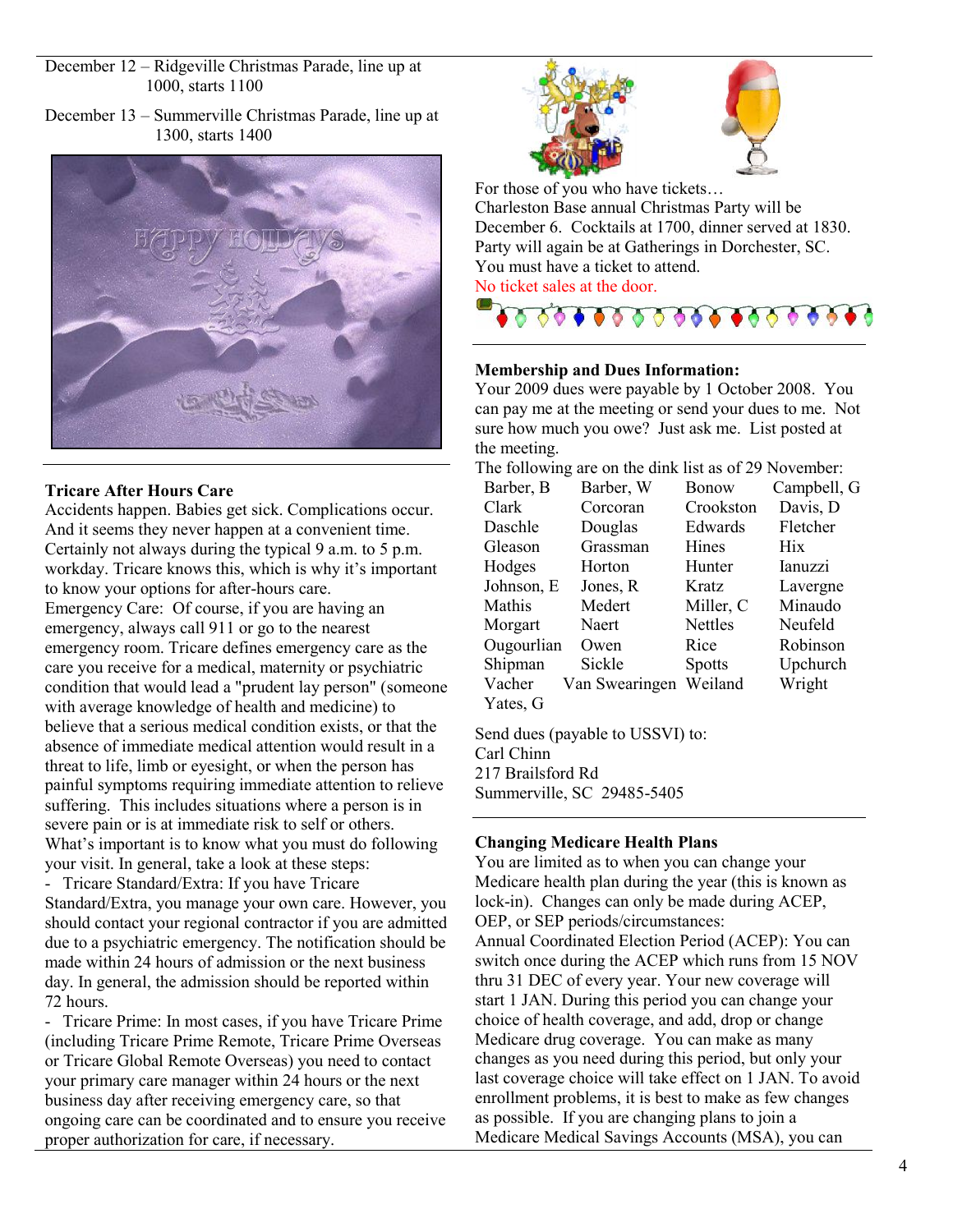December 12 – Ridgeville Christmas Parade, line up at 1000, starts 1100

December 13 – Summerville Christmas Parade, line up at 1300, starts 1400

**Tricare After Hours Care**

Accidents happen. Babies get sick. Complications occur. And it seems they never happen at a convenient time. Certainly not always during the typical 9 a.m. to 5 p.m. workday. Tricare knows this, which is why it's important to know your options for after-hours care.

Emergency Care: Of course, if you are having an emergency, always call 911 or go to the nearest emergency room. Tricare defines emergency care as the care you receive for a medical, maternity or psychiatric condition that would lead a "prudent lay person" (someone with average knowledge of health and medicine) to believe that a serious medical condition exists, or that the absence of immediate medical attention would result in a threat to life, limb or eyesight, or when the person has painful symptoms requiring immediate attention to relieve suffering. This includes situations where a person is in severe pain or is at immediate risk to self or others.

What's important is to know what you must do following your visit. In general, take a look at these steps:

- Tricare Standard/Extra: If you have Tricare Standard/Extra, you manage your own care. However, you should contact your regional contractor if you are admitted due to a psychiatric emergency. The notification should be made within 24 hours of admission or the next business day. In general, the admission should be reported within 72 hours.
- Tricare Prime: In most cases, if you have Tricare Prime (including Tricare Prime Remote, Tricare Prime Overseas or Tricare Global Remote Overseas) you need to contact your primary care manager within 24 hours or the next business day after receiving emergency care, so that ongoing care can be coordinated and to ensure you receive proper authorization for care, if necessary.

For those of you who have tickets…
Charleston Base annual Christmas Party will be December 6. Cocktails at 1700, dinner served at 1830. Party will again be at Gatherings in Dorchester, SC. You must have a ticket to attend.
No ticket sales at the door.

**Membership and Dues Information:**

Your 2009 dues were payable by 1 October 2008. You can pay me at the meeting or send your dues to me. Not sure how much you owe? Just ask me. List posted at the meeting.

The following are on the dink list as of 29 November:

| | | | |
|---|---|---|---|
| Barber, B | Barber, W | Bonow | Campbell, G |
| Clark | Corcoran | Crookston | Davis, D |
| Daschle | Douglas | Edwards | Fletcher |
| Gleason | Grassman | Hines | Hix |
| Hodges | Horton | Hunter | Ianuzzi |
| Johnson, E | Jones, R | Kratz | Lavergne |
| Mathis | Medert | Miller, C | Minaudo |
| Morgart | Naert | Nettles | Neufeld |
| Ougourlian | Owen | Rice | Robinson |
| Shipman | Sickle | Spotts | Upchurch |
| Vacher | Van Swearingen | Weiland | Wright |
| Yates, G | | | |

Send dues (payable to USSVI) to:
Carl Chinn
217 Brailsford Rd
Summerville, SC 29485-5405

**Changing Medicare Health Plans**

You are limited as to when you can change your Medicare health plan during the year (this is known as lock-in). Changes can only be made during ACEP, OEP, or SEP periods/circumstances:

Annual Coordinated Election Period (ACEP): You can switch once during the ACEP which runs from 15 NOV thru 31 DEC of every year. Your new coverage will start 1 JAN. During this period you can change your choice of health coverage, and add, drop or change Medicare drug coverage. You can make as many changes as you need during this period, but only your last coverage choice will take effect on 1 JAN. To avoid enrollment problems, it is best to make as few changes as possible. If you are changing plans to join a Medicare Medical Savings Accounts (MSA), you can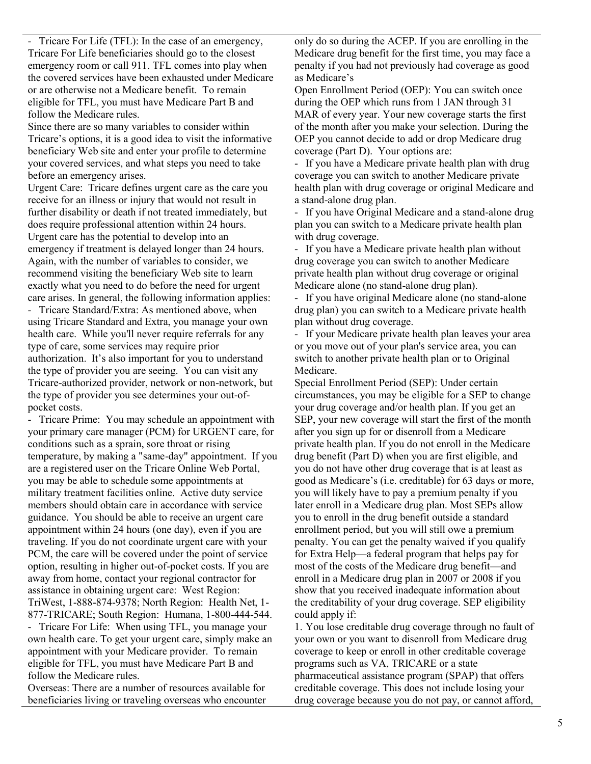- Tricare For Life (TFL): In the case of an emergency, Tricare For Life beneficiaries should go to the closest emergency room or call 911. TFL comes into play when the covered services have been exhausted under Medicare or are otherwise not a Medicare benefit. To remain eligible for TFL, you must have Medicare Part B and follow the Medicare rules.

Since there are so many variables to consider within Tricare's options, it is a good idea to visit the informative beneficiary Web site and enter your profile to determine your covered services, and what steps you need to take before an emergency arises.

Urgent Care: Tricare defines urgent care as the care you receive for an illness or injury that would not result in further disability or death if not treated immediately, but does require professional attention within 24 hours. Urgent care has the potential to develop into an emergency if treatment is delayed longer than 24 hours. Again, with the number of variables to consider, we recommend visiting the beneficiary Web site to learn exactly what you need to do before the need for urgent care arises. In general, the following information applies:

- Tricare Standard/Extra: As mentioned above, when using Tricare Standard and Extra, you manage your own health care. While you'll never require referrals for any type of care, some services may require prior authorization. It's also important for you to understand the type of provider you are seeing. You can visit any Tricare-authorized provider, network or non-network, but the type of provider you see determines your out-of-pocket costs.
- Tricare Prime: You may schedule an appointment with your primary care manager (PCM) for URGENT care, for conditions such as a sprain, sore throat or rising temperature, by making a "same-day" appointment. If you are a registered user on the Tricare Online Web Portal, you may be able to schedule some appointments at military treatment facilities online. Active duty service members should obtain care in accordance with service guidance. You should be able to receive an urgent care appointment within 24 hours (one day), even if you are traveling. If you do not coordinate urgent care with your PCM, the care will be covered under the point of service option, resulting in higher out-of-pocket costs. If you are away from home, contact your regional contractor for assistance in obtaining urgent care: West Region: TriWest, 1-888-874-9378; North Region: Health Net, 1-877-TRICARE; South Region: Humana, 1-800-444-544.
- Tricare For Life: When using TFL, you manage your own health care. To get your urgent care, simply make an appointment with your Medicare provider. To remain eligible for TFL, you must have Medicare Part B and follow the Medicare rules.

Overseas: There are a number of resources available for beneficiaries living or traveling overseas who encounter only do so during the ACEP. If you are enrolling in the Medicare drug benefit for the first time, you may face a penalty if you had not previously had coverage as good as Medicare's

Open Enrollment Period (OEP): You can switch once during the OEP which runs from 1 JAN through 31 MAR of every year. Your new coverage starts the first of the month after you make your selection. During the OEP you cannot decide to add or drop Medicare drug coverage (Part D). Your options are:

- If you have a Medicare private health plan with drug coverage you can switch to another Medicare private health plan with drug coverage or original Medicare and a stand-alone drug plan.
- If you have Original Medicare and a stand-alone drug plan you can switch to a Medicare private health plan with drug coverage.
- If you have a Medicare private health plan without drug coverage you can switch to another Medicare private health plan without drug coverage or original Medicare alone (no stand-alone drug plan).
- If you have original Medicare alone (no stand-alone drug plan) you can switch to a Medicare private health plan without drug coverage.
- If your Medicare private health plan leaves your area or you move out of your plan's service area, you can switch to another private health plan or to Original Medicare.

Special Enrollment Period (SEP): Under certain circumstances, you may be eligible for a SEP to change your drug coverage and/or health plan. If you get an SEP, your new coverage will start the first of the month after you sign up for or disenroll from a Medicare private health plan. If you do not enroll in the Medicare drug benefit (Part D) when you are first eligible, and you do not have other drug coverage that is at least as good as Medicare's (i.e. creditable) for 63 days or more, you will likely have to pay a premium penalty if you later enroll in a Medicare drug plan. Most SEPs allow you to enroll in the drug benefit outside a standard enrollment period, but you will still owe a premium penalty. You can get the penalty waived if you qualify for Extra Help—a federal program that helps pay for most of the costs of the Medicare drug benefit—and enroll in a Medicare drug plan in 2007 or 2008 if you show that you received inadequate information about the creditability of your drug coverage. SEP eligibility could apply if:

1. You lose creditable drug coverage through no fault of your own or you want to disenroll from Medicare drug coverage to keep or enroll in other creditable coverage programs such as VA, TRICARE or a state pharmaceutical assistance program (SPAP) that offers creditable coverage. This does not include losing your drug coverage because you do not pay, or cannot afford,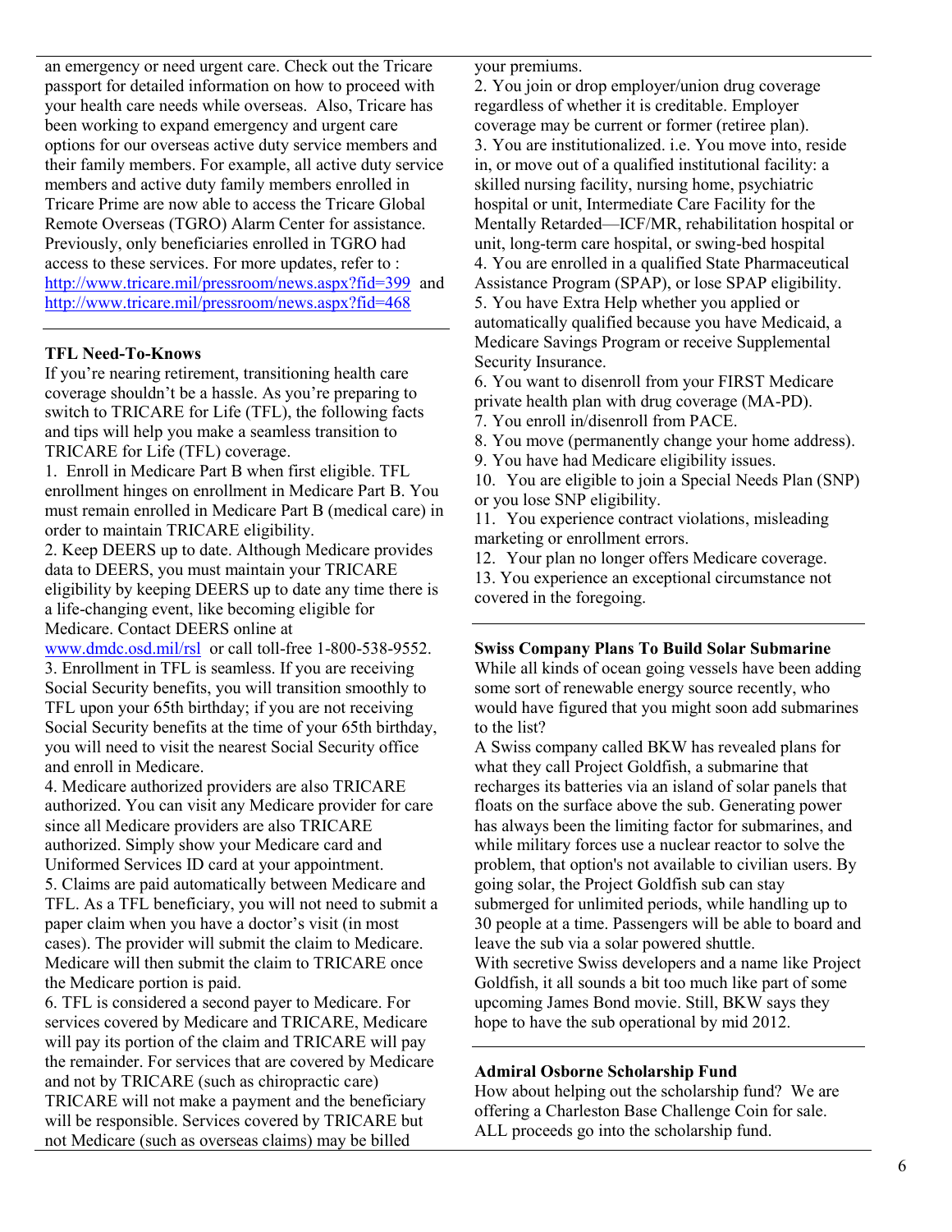an emergency or need urgent care. Check out the Tricare passport for detailed information on how to proceed with your health care needs while overseas. Also, Tricare has been working to expand emergency and urgent care options for our overseas active duty service members and their family members. For example, all active duty service members and active duty family members enrolled in Tricare Prime are now able to access the Tricare Global Remote Overseas (TGRO) Alarm Center for assistance. Previously, only beneficiaries enrolled in TGRO had access to these services. For more updates, refer to : http://www.tricare.mil/pressroom/news.aspx?fid=399 and http://www.tricare.mil/pressroom/news.aspx?fid=468

**TFL Need-To-Knows**

If you're nearing retirement, transitioning health care coverage shouldn't be a hassle. As you're preparing to switch to TRICARE for Life (TFL), the following facts and tips will help you make a seamless transition to TRICARE for Life (TFL) coverage.

1. Enroll in Medicare Part B when first eligible. TFL enrollment hinges on enrollment in Medicare Part B. You must remain enrolled in Medicare Part B (medical care) in order to maintain TRICARE eligibility.
2. Keep DEERS up to date. Although Medicare provides data to DEERS, you must maintain your TRICARE eligibility by keeping DEERS up to date any time there is a life-changing event, like becoming eligible for Medicare. Contact DEERS online at www.dmdc.osd.mil/rsl or call toll-free 1-800-538-9552.
3. Enrollment in TFL is seamless. If you are receiving Social Security benefits, you will transition smoothly to TFL upon your 65th birthday; if you are not receiving Social Security benefits at the time of your 65th birthday, you will need to visit the nearest Social Security office and enroll in Medicare.
4. Medicare authorized providers are also TRICARE authorized. You can visit any Medicare provider for care since all Medicare providers are also TRICARE authorized. Simply show your Medicare card and Uniformed Services ID card at your appointment.
5. Claims are paid automatically between Medicare and TFL. As a TFL beneficiary, you will not need to submit a paper claim when you have a doctor's visit (in most cases). The provider will submit the claim to Medicare. Medicare will then submit the claim to TRICARE once the Medicare portion is paid.
6. TFL is considered a second payer to Medicare. For services covered by Medicare and TRICARE, Medicare will pay its portion of the claim and TRICARE will pay the remainder. For services that are covered by Medicare and not by TRICARE (such as chiropractic care) TRICARE will not make a payment and the beneficiary will be responsible. Services covered by TRICARE but not Medicare (such as overseas claims) may be billed

your premiums.

2. You join or drop employer/union drug coverage regardless of whether it is creditable. Employer coverage may be current or former (retiree plan).
3. You are institutionalized. i.e. You move into, reside in, or move out of a qualified institutional facility: a skilled nursing facility, nursing home, psychiatric hospital or unit, Intermediate Care Facility for the Mentally Retarded—ICF/MR, rehabilitation hospital or unit, long-term care hospital, or swing-bed hospital
4. You are enrolled in a qualified State Pharmaceutical Assistance Program (SPAP), or lose SPAP eligibility.
5. You have Extra Help whether you applied or automatically qualified because you have Medicaid, a Medicare Savings Program or receive Supplemental Security Insurance.
6. You want to disenroll from your FIRST Medicare private health plan with drug coverage (MA-PD).
7. You enroll in/disenroll from PACE.
8. You move (permanently change your home address).
9. You have had Medicare eligibility issues.
10. You are eligible to join a Special Needs Plan (SNP) or you lose SNP eligibility.
11. You experience contract violations, misleading marketing or enrollment errors.
12. Your plan no longer offers Medicare coverage.
13. You experience an exceptional circumstance not covered in the foregoing.

**Swiss Company Plans To Build Solar Submarine**

While all kinds of ocean going vessels have been adding some sort of renewable energy source recently, who would have figured that you might soon add submarines to the list?

A Swiss company called BKW has revealed plans for what they call Project Goldfish, a submarine that recharges its batteries via an island of solar panels that floats on the surface above the sub. Generating power has always been the limiting factor for submarines, and while military forces use a nuclear reactor to solve the problem, that option's not available to civilian users. By going solar, the Project Goldfish sub can stay submerged for unlimited periods, while handling up to 30 people at a time. Passengers will be able to board and leave the sub via a solar powered shuttle.

With secretive Swiss developers and a name like Project Goldfish, it all sounds a bit too much like part of some upcoming James Bond movie. Still, BKW says they hope to have the sub operational by mid 2012.

**Admiral Osborne Scholarship Fund**

How about helping out the scholarship fund? We are offering a Charleston Base Challenge Coin for sale. ALL proceeds go into the scholarship fund.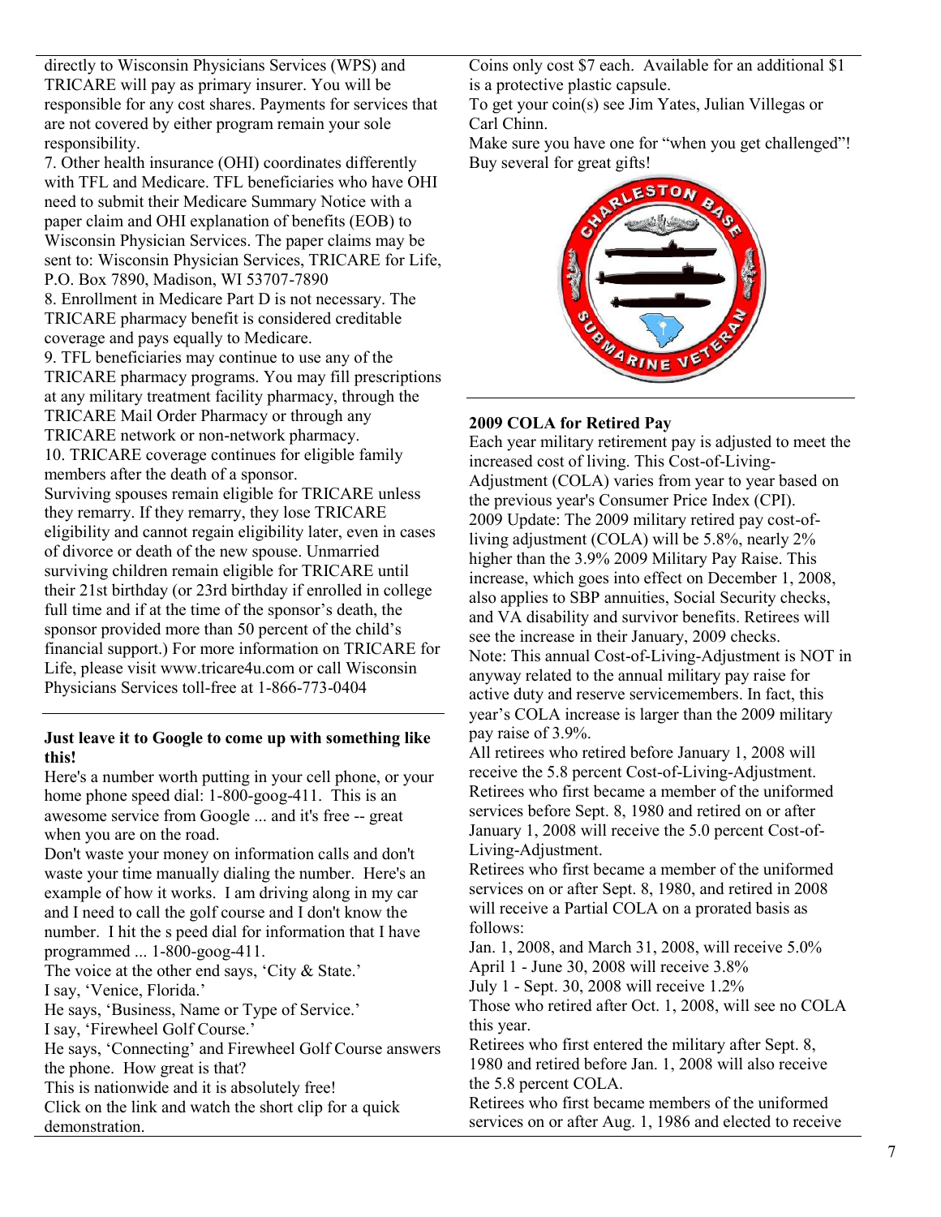directly to Wisconsin Physicians Services (WPS) and TRICARE will pay as primary insurer. You will be responsible for any cost shares. Payments for services that are not covered by either program remain your sole responsibility.

7. Other health insurance (OHI) coordinates differently with TFL and Medicare. TFL beneficiaries who have OHI need to submit their Medicare Summary Notice with a paper claim and OHI explanation of benefits (EOB) to Wisconsin Physician Services. The paper claims may be sent to: Wisconsin Physician Services, TRICARE for Life, P.O. Box 7890, Madison, WI 53707-7890

8. Enrollment in Medicare Part D is not necessary. The TRICARE pharmacy benefit is considered creditable coverage and pays equally to Medicare.

9. TFL beneficiaries may continue to use any of the TRICARE pharmacy programs. You may fill prescriptions at any military treatment facility pharmacy, through the TRICARE Mail Order Pharmacy or through any TRICARE network or non-network pharmacy.

10. TRICARE coverage continues for eligible family members after the death of a sponsor.

Surviving spouses remain eligible for TRICARE unless they remarry. If they remarry, they lose TRICARE eligibility and cannot regain eligibility later, even in cases of divorce or death of the new spouse. Unmarried surviving children remain eligible for TRICARE until their 21st birthday (or 23rd birthday if enrolled in college full time and if at the time of the sponsor's death, the sponsor provided more than 50 percent of the child's financial support.) For more information on TRICARE for Life, please visit www.tricare4u.com or call Wisconsin Physicians Services toll-free at 1-866-773-0404

**Just leave it to Google to come up with something like this!**

Here's a number worth putting in your cell phone, or your home phone speed dial: 1-800-goog-411. This is an awesome service from Google ... and it's free -- great when you are on the road.

Don't waste your money on information calls and don't waste your time manually dialing the number. Here's an example of how it works. I am driving along in my car and I need to call the golf course and I don't know the number. I hit the s peed dial for information that I have programmed ... 1-800-goog-411.

The voice at the other end says, 'City & State.'

I say, 'Venice, Florida.'

He says, 'Business, Name or Type of Service.'

I say, 'Firewheel Golf Course.'

He says, 'Connecting' and Firewheel Golf Course answers the phone. How great is that?

This is nationwide and it is absolutely free!

Click on the link and watch the short clip for a quick demonstration.

Coins only cost $7 each. Available for an additional $1 is a protective plastic capsule.

To get your coin(s) see Jim Yates, Julian Villegas or Carl Chinn.

Make sure you have one for "when you get challenged"!

Buy several for great gifts!

**2009 COLA for Retired Pay**

Each year military retirement pay is adjusted to meet the increased cost of living. This Cost-of-Living-Adjustment (COLA) varies from year to year based on the previous year's Consumer Price Index (CPI).

2009 Update: The 2009 military retired pay cost-of-living adjustment (COLA) will be 5.8%, nearly 2% higher than the 3.9% 2009 Military Pay Raise. This increase, which goes into effect on December 1, 2008, also applies to SBP annuities, Social Security checks, and VA disability and survivor benefits. Retirees will see the increase in their January, 2009 checks.

Note: This annual Cost-of-Living-Adjustment is NOT in anyway related to the annual military pay raise for active duty and reserve servicemembers. In fact, this year's COLA increase is larger than the 2009 military pay raise of 3.9%.

All retirees who retired before January 1, 2008 will receive the 5.8 percent Cost-of-Living-Adjustment.

Retirees who first became a member of the uniformed services before Sept. 8, 1980 and retired on or after January 1, 2008 will receive the 5.0 percent Cost-of-Living-Adjustment.

Retirees who first became a member of the uniformed services on or after Sept. 8, 1980, and retired in 2008 will receive a Partial COLA on a prorated basis as follows:

Jan. 1, 2008, and March 31, 2008, will receive 5.0%

April 1 - June 30, 2008 will receive 3.8%

July 1 - Sept. 30, 2008 will receive 1.2%

Those who retired after Oct. 1, 2008, will see no COLA this year.

Retirees who first entered the military after Sept. 8, 1980 and retired before Jan. 1, 2008 will also receive the 5.8 percent COLA.

Retirees who first became members of the uniformed services on or after Aug. 1, 1986 and elected to receive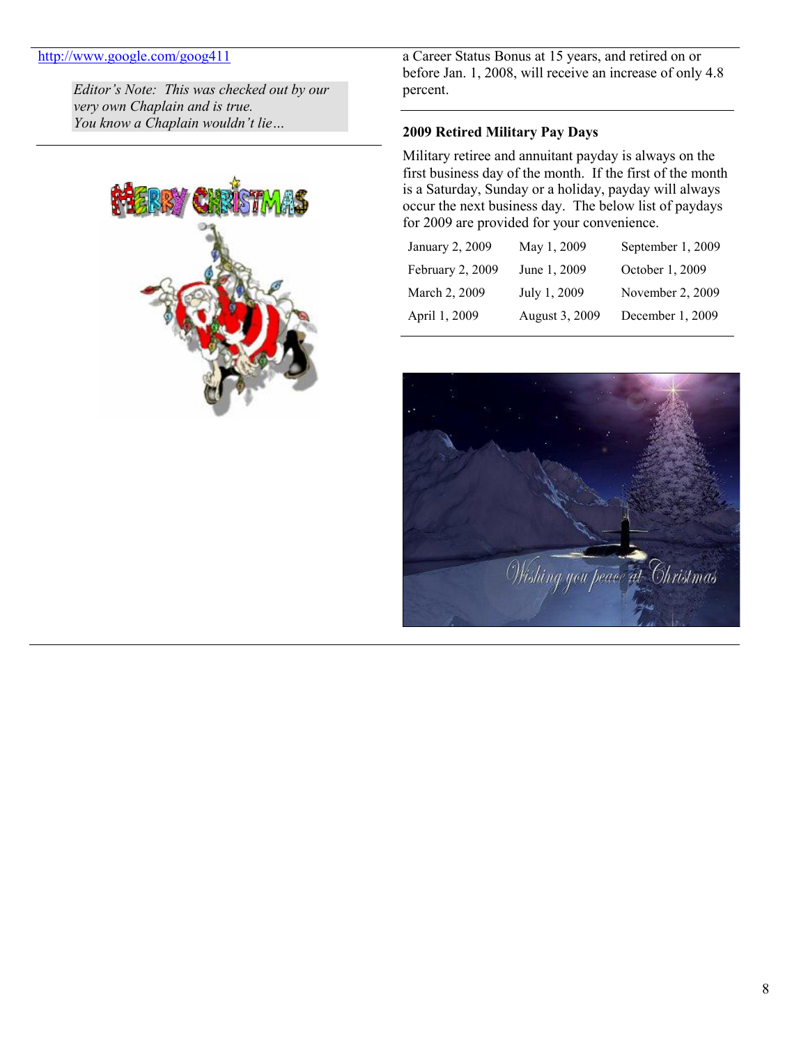http://www.google.com/goog411

*Editor's Note: This was checked out by our very own Chaplain and is true.*
*You know a Chaplain wouldn't lie…*

a Career Status Bonus at 15 years, and retired on or before Jan. 1, 2008, will receive an increase of only 4.8 percent.

### 2009 Retired Military Pay Days

Military retiree and annuitant payday is always on the first business day of the month. If the first of the month is a Saturday, Sunday or a holiday, payday will always occur the next business day. The below list of paydays for 2009 are provided for your convenience.

| | | |
|---|---|---|
| January 2, 2009 | May 1, 2009 | September 1, 2009 |
| February 2, 2009 | June 1, 2009 | October 1, 2009 |
| March 2, 2009 | July 1, 2009 | November 2, 2009 |
| April 1, 2009 | August 3, 2009 | December 1, 2009 |